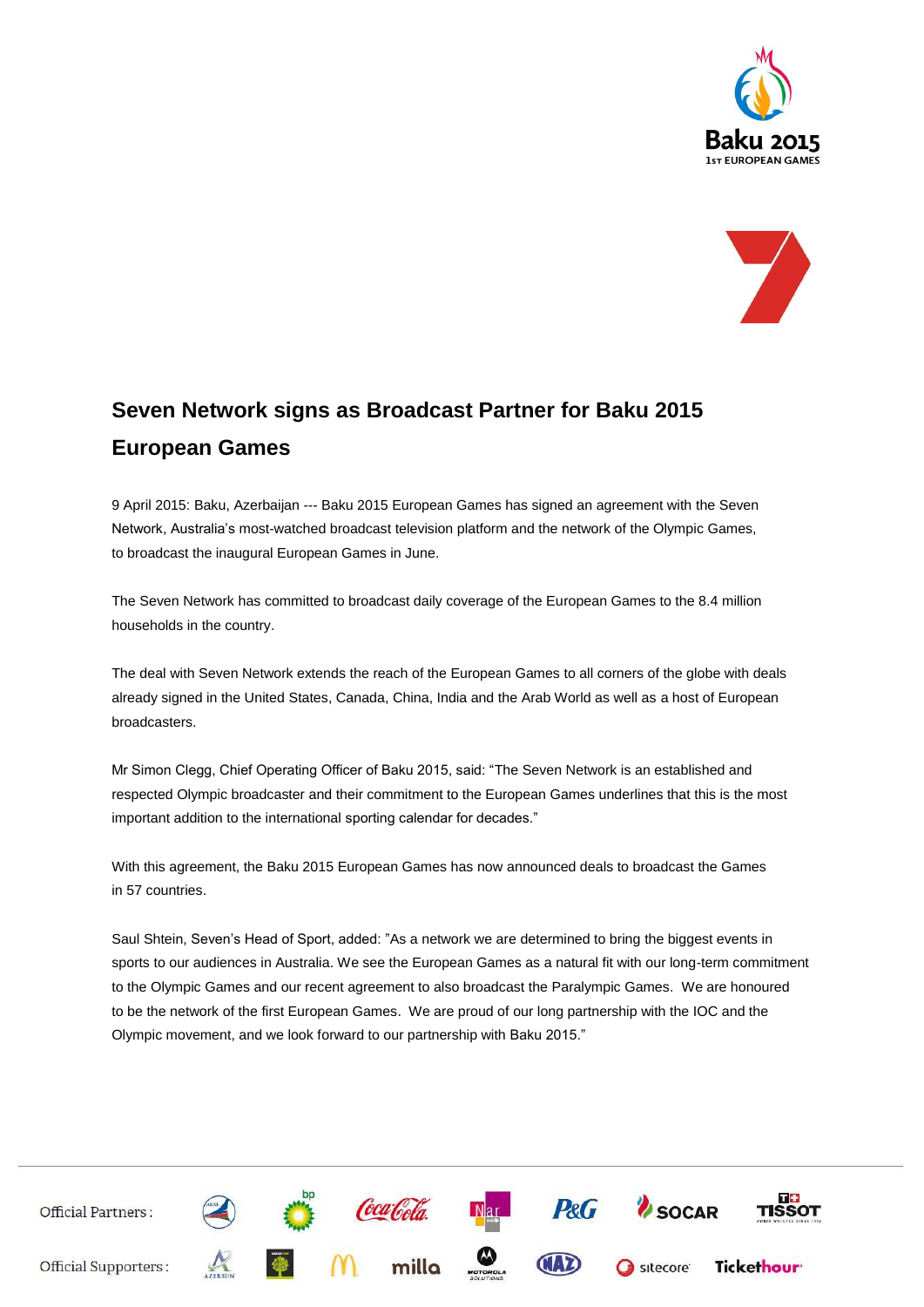# Seven Network signs as Broadcast Partner for Baku 2015 European Games

9 April 2015: Baku, Azerbaijan --- Baku 2015 European Games has signed an agreement with the Seven Network, Australia's most-watched broadcast television platform and the network of the Olympic Games, to broadcast the inaugural European Games in June.

The Seven Network has committed to broadcast daily coverage of the European Games to the 8.4 million households in the country.

The deal with Seven Network extends the reach of the European Games to all corners of the globe with deals already signed in the United States, Canada, China, India and the Arab World as well as a host of European broadcasters.

Mr Simon Clegg, Chief Operating Officer of Baku 2015, said: "The Seven Network is an established and respected Olympic broadcaster and their commitment to the European Games underlines that this is the most important addition to the international sporting calendar for decades."

With this agreement, the Baku 2015 European Games has now announced deals to broadcast the Games in 57 countries.

Saul Shtein, Seven's Head of Sport, added: "As a network we are determined to bring the biggest events in sports to our audiences in Australia. We see the European Games as a natural fit with our long-term commitment to the Olympic Games and our recent agreement to also broadcast the Paralympic Games. We are honoured to be the network of the first European Games. We are proud of our long partnership with the IOC and the Olympic movement, and we look forward to our partnership with Baku 2015."

Official Partners:

Official Supporters: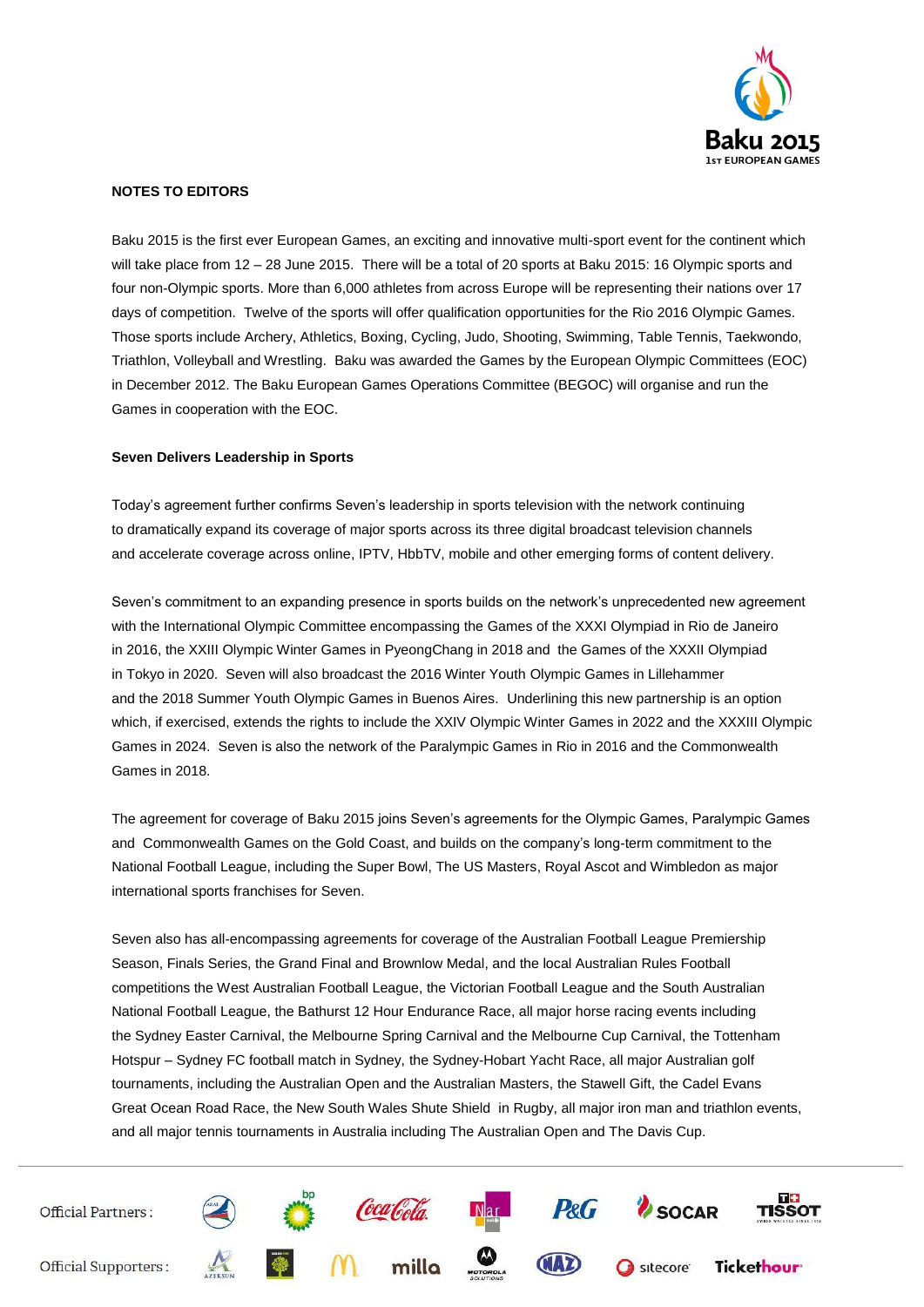**NOTES TO EDITORS**

Baku 2015 is the first ever European Games, an exciting and innovative multi-sport event for the continent which will take place from 12 – 28 June 2015. There will be a total of 20 sports at Baku 2015: 16 Olympic sports and four non-Olympic sports. More than 6,000 athletes from across Europe will be representing their nations over 17 days of competition. Twelve of the sports will offer qualification opportunities for the Rio 2016 Olympic Games. Those sports include Archery, Athletics, Boxing, Cycling, Judo, Shooting, Swimming, Table Tennis, Taekwondo, Triathlon, Volleyball and Wrestling. Baku was awarded the Games by the European Olympic Committees (EOC) in December 2012. The Baku European Games Operations Committee (BEGOC) will organise and run the Games in cooperation with the EOC.

**Seven Delivers Leadership in Sports**

Today's agreement further confirms Seven's leadership in sports television with the network continuing to dramatically expand its coverage of major sports across its three digital broadcast television channels and accelerate coverage across online, IPTV, HbbTV, mobile and other emerging forms of content delivery.

Seven's commitment to an expanding presence in sports builds on the network's unprecedented new agreement with the International Olympic Committee encompassing the Games of the XXXI Olympiad in Rio de Janeiro in 2016, the XXIII Olympic Winter Games in PyeongChang in 2018 and the Games of the XXXII Olympiad in Tokyo in 2020. Seven will also broadcast the 2016 Winter Youth Olympic Games in Lillehammer and the 2018 Summer Youth Olympic Games in Buenos Aires. Underlining this new partnership is an option which, if exercised, extends the rights to include the XXIV Olympic Winter Games in 2022 and the XXXIII Olympic Games in 2024. Seven is also the network of the Paralympic Games in Rio in 2016 and the Commonwealth Games in 2018.

The agreement for coverage of Baku 2015 joins Seven's agreements for the Olympic Games, Paralympic Games and Commonwealth Games on the Gold Coast, and builds on the company's long-term commitment to the National Football League, including the Super Bowl, The US Masters, Royal Ascot and Wimbledon as major international sports franchises for Seven.

Seven also has all-encompassing agreements for coverage of the Australian Football League Premiership Season, Finals Series, the Grand Final and Brownlow Medal, and the local Australian Rules Football competitions the West Australian Football League, the Victorian Football League and the South Australian National Football League, the Bathurst 12 Hour Endurance Race, all major horse racing events including the Sydney Easter Carnival, the Melbourne Spring Carnival and the Melbourne Cup Carnival, the Tottenham Hotspur – Sydney FC football match in Sydney, the Sydney-Hobart Yacht Race, all major Australian golf tournaments, including the Australian Open and the Australian Masters, the Stawell Gift, the Cadel Evans Great Ocean Road Race, the New South Wales Shute Shield in Rugby, all major iron man and triathlon events, and all major tennis tournaments in Australia including The Australian Open and The Davis Cup.

Official Partners:

Official Supporters: